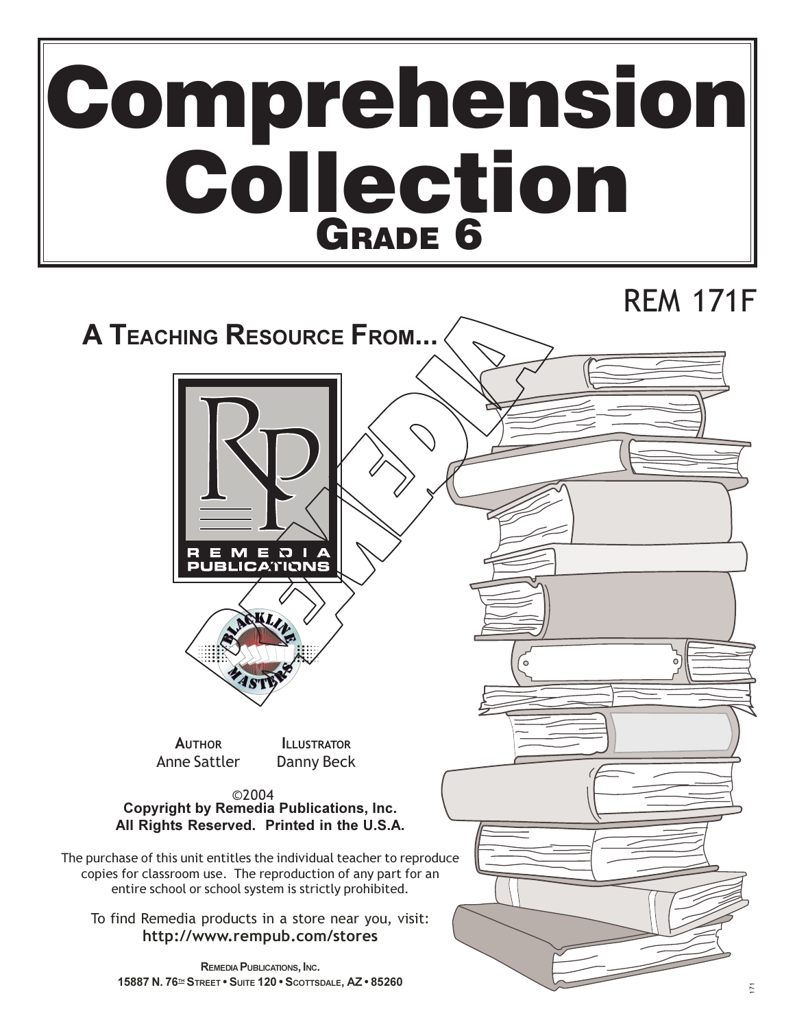# Comprehension Collection

## Grade 6

REM 171F

**A Teaching Resource From...**

REMEDIA PUBLICATIONS

BLACKLINE MASTERS

**Author**
Anne Sattler

**Illustrator**
Danny Beck

©2004
**Copyright by Remedia Publications, Inc.**
**All Rights Reserved. Printed in the U.S.A.**

The purchase of this unit entitles the individual teacher to reproduce copies for classroom use. The reproduction of any part for an entire school or school system is strictly prohibited.

To find Remedia products in a store near you, visit:
**http://www.rempub.com/stores**

**Remedia Publications, Inc.**
**15887 N. 76th Street • Suite 120 • Scottsdale, AZ • 85260**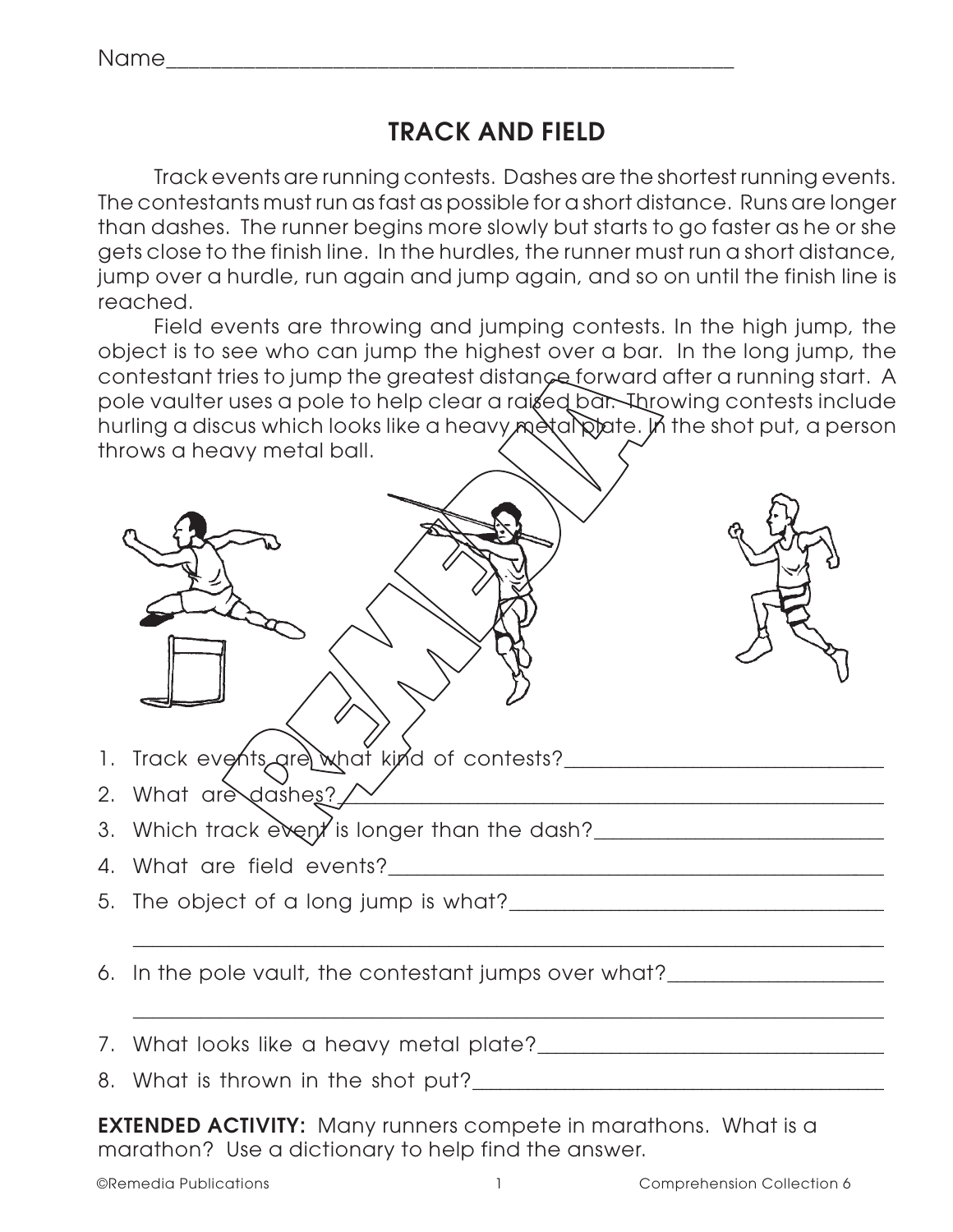Name_______________________________________________

# TRACK AND FIELD

Track events are running contests. Dashes are the shortest running events. The contestants must run as fast as possible for a short distance. Runs are longer than dashes. The runner begins more slowly but starts to go faster as he or she gets close to the finish line. In the hurdles, the runner must run a short distance, jump over a hurdle, run again and jump again, and so on until the finish line is reached.

Field events are throwing and jumping contests. In the high jump, the object is to see who can jump the highest over a bar. In the long jump, the contestant tries to jump the greatest distance forward after a running start. A pole vaulter uses a pole to help clear a raised bar. Throwing contests include hurling a discus which looks like a heavy metal plate. In the shot put, a person throws a heavy metal ball.

1. Track events are what kind of contests?_______________________________
2. What are dashes?_______________________________
3. Which track event is longer than the dash?_______________________________
4. What are field events?_______________________________
5. The object of a long jump is what?_______________________________

   _______________________________
6. In the pole vault, the contestant jumps over what?_______________________________

   _______________________________
7. What looks like a heavy metal plate?_______________________________
8. What is thrown in the shot put?_______________________________

**EXTENDED ACTIVITY:** Many runners compete in marathons. What is a marathon? Use a dictionary to help find the answer.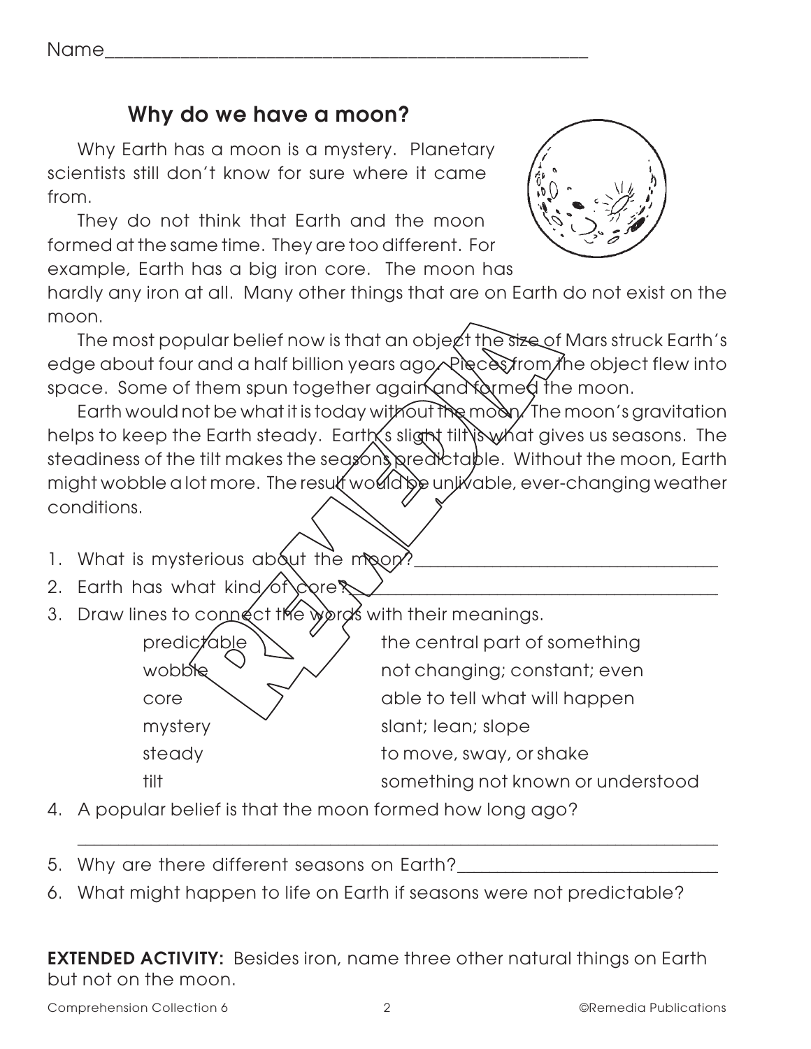Name\_\_\_\_\_\_\_\_\_\_\_\_\_\_\_\_\_\_\_\_\_\_\_\_\_\_\_\_\_\_\_\_\_\_\_\_\_\_\_\_\_\_\_\_

## Why do we have a moon?

Why Earth has a moon is a mystery. Planetary scientists still don't know for sure where it came from.

They do not think that Earth and the moon formed at the same time. They are too different. For example, Earth has a big iron core. The moon has hardly any iron at all. Many other things that are on Earth do not exist on the moon.

The most popular belief now is that an object the size of Mars struck Earth's edge about four and a half billion years ago. Pieces from the object flew into space. Some of them spun together again and formed the moon.

Earth would not be what it is today without the moon. The moon's gravitation helps to keep the Earth steady. Earth's slight tilt is what gives us seasons. The steadiness of the tilt makes the seasons predictable. Without the moon, Earth might wobble a lot more. The result would be unlivable, ever-changing weather conditions.

1. What is mysterious about the moon?\_\_\_\_\_\_\_\_\_\_\_\_\_\_\_\_\_\_\_\_\_\_\_\_\_\_\_\_
2. Earth has what kind of core?\_\_\_\_\_\_\_\_\_\_\_\_\_\_\_\_\_\_\_\_\_\_\_\_\_\_\_\_\_\_\_\_
3. Draw lines to connect the words with their meanings.

| | |
|---|---|
| predictable | the central part of something |
| wobble | not changing; constant; even |
| core | able to tell what will happen |
| mystery | slant; lean; slope |
| steady | to move, sway, or shake |
| tilt | something not known or understood |

4. A popular belief is that the moon formed how long ago?

   \_\_\_\_\_\_\_\_\_\_\_\_\_\_\_\_\_\_\_\_\_\_\_\_\_\_\_\_\_\_\_\_\_\_\_\_\_\_\_\_\_\_\_\_\_\_\_\_\_\_\_\_\_\_\_\_\_\_
5. Why are there different seasons on Earth?\_\_\_\_\_\_\_\_\_\_\_\_\_\_\_\_\_\_\_\_\_\_\_\_\_
6. What might happen to life on Earth if seasons were not predictable?

**EXTENDED ACTIVITY:** Besides iron, name three other natural things on Earth but not on the moon.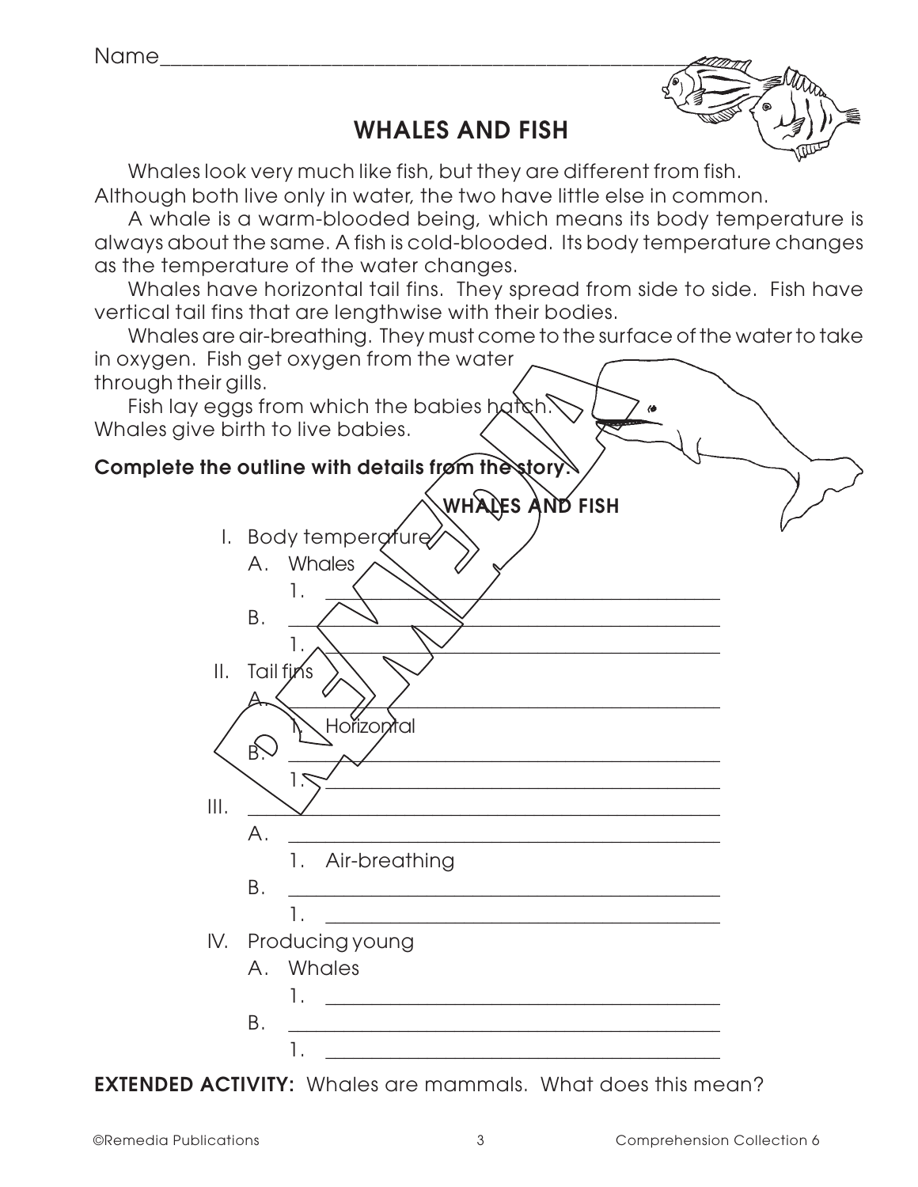Name\_\_\_\_\_\_\_\_\_\_\_\_\_\_\_\_\_\_\_\_\_\_\_\_\_\_\_\_\_\_\_\_\_\_\_\_\_\_\_\_

## WHALES AND FISH

Whales look very much like fish, but they are different from fish. Although both live only in water, the two have little else in common.

A whale is a warm-blooded being, which means its body temperature is always about the same. A fish is cold-blooded. Its body temperature changes as the temperature of the water changes.

Whales have horizontal tail fins. They spread from side to side. Fish have vertical tail fins that are lengthwise with their bodies.

Whales are air-breathing. They must come to the surface of the water to take in oxygen. Fish get oxygen from the water through their gills.

Fish lay eggs from which the babies hatch. Whales give birth to live babies.

**Complete the outline with details from the story.**

### WHALES AND FISH

I. Body temperature
   A. Whales
      1. \_\_\_\_\_\_\_\_\_\_\_\_\_\_\_\_\_\_\_\_\_\_\_\_\_\_\_\_\_\_
   B. \_\_\_\_\_\_\_\_\_\_\_\_\_\_\_\_\_\_\_\_\_\_\_\_\_\_\_\_\_\_
      1. \_\_\_\_\_\_\_\_\_\_\_\_\_\_\_\_\_\_\_\_\_\_\_\_\_\_\_\_\_\_

II. Tail fins
   A. \_\_\_\_\_\_\_\_\_\_\_\_\_\_\_\_\_\_\_\_\_\_\_\_\_\_\_\_\_\_
      1. Horizontal
   B. \_\_\_\_\_\_\_\_\_\_\_\_\_\_\_\_\_\_\_\_\_\_\_\_\_\_\_\_\_\_
      1. \_\_\_\_\_\_\_\_\_\_\_\_\_\_\_\_\_\_\_\_\_\_\_\_\_\_\_\_\_\_

III. \_\_\_\_\_\_\_\_\_\_\_\_\_\_\_\_\_\_\_\_\_\_\_\_\_\_\_\_\_\_
   A. \_\_\_\_\_\_\_\_\_\_\_\_\_\_\_\_\_\_\_\_\_\_\_\_\_\_\_\_\_\_
      1. Air-breathing
   B. \_\_\_\_\_\_\_\_\_\_\_\_\_\_\_\_\_\_\_\_\_\_\_\_\_\_\_\_\_\_
      1. \_\_\_\_\_\_\_\_\_\_\_\_\_\_\_\_\_\_\_\_\_\_\_\_\_\_\_\_\_\_

IV. Producing young
   A. Whales
      1. \_\_\_\_\_\_\_\_\_\_\_\_\_\_\_\_\_\_\_\_\_\_\_\_\_\_\_\_\_\_
   B. \_\_\_\_\_\_\_\_\_\_\_\_\_\_\_\_\_\_\_\_\_\_\_\_\_\_\_\_\_\_
      1. \_\_\_\_\_\_\_\_\_\_\_\_\_\_\_\_\_\_\_\_\_\_\_\_\_\_\_\_\_\_

**EXTENDED ACTIVITY:** Whales are mammals. What does this mean?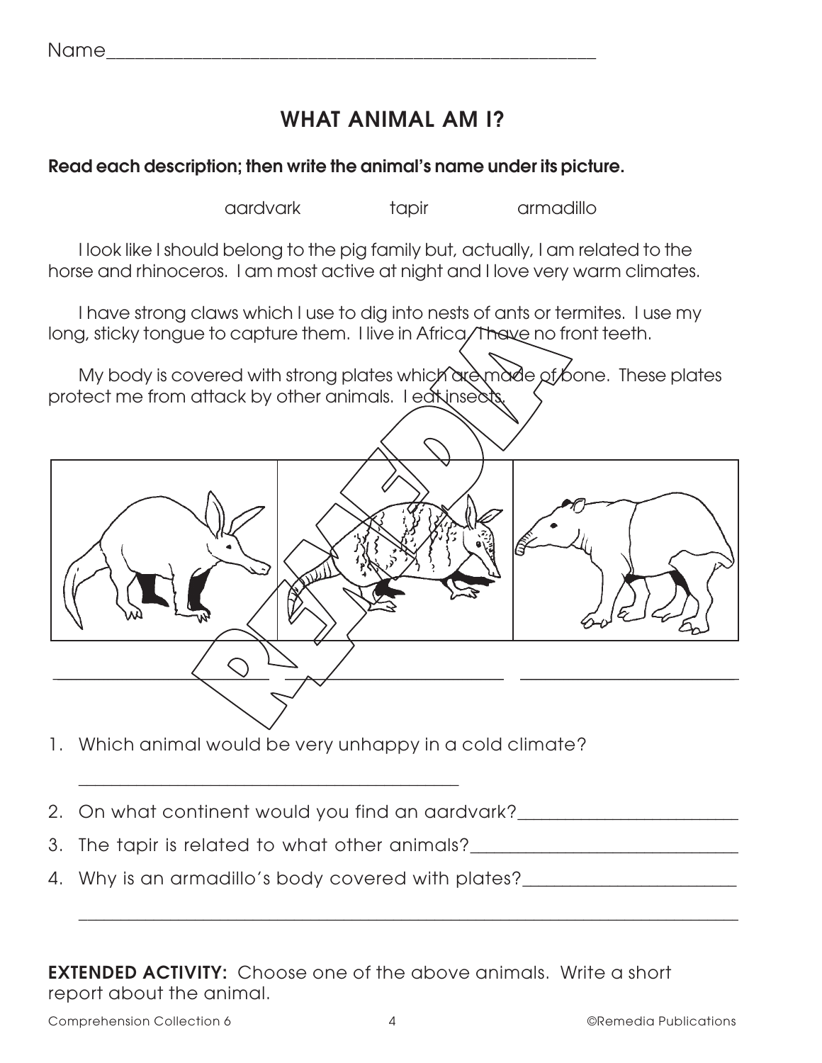Name______________________________________________

## WHAT ANIMAL AM I?

**Read each description; then write the animal's name under its picture.**

aardvark    tapir    armadillo

I look like I should belong to the pig family but, actually, I am related to the horse and rhinoceros. I am most active at night and I love very warm climates.

I have strong claws which I use to dig into nests of ants or termites. I use my long, sticky tongue to capture them. I live in Africa. I have no front teeth.

My body is covered with strong plates which are made of bone. These plates protect me from attack by other animals. I eat insects.

______________________ ______________________ ______________________

1. Which animal would be very unhappy in a cold climate?

   ________________________________________

2. On what continent would you find an aardvark?______________________

3. The tapir is related to what other animals?__________________________

4. Why is an armadillo's body covered with plates?______________________

   ______________________________________________________________________

**EXTENDED ACTIVITY:** Choose one of the above animals. Write a short report about the animal.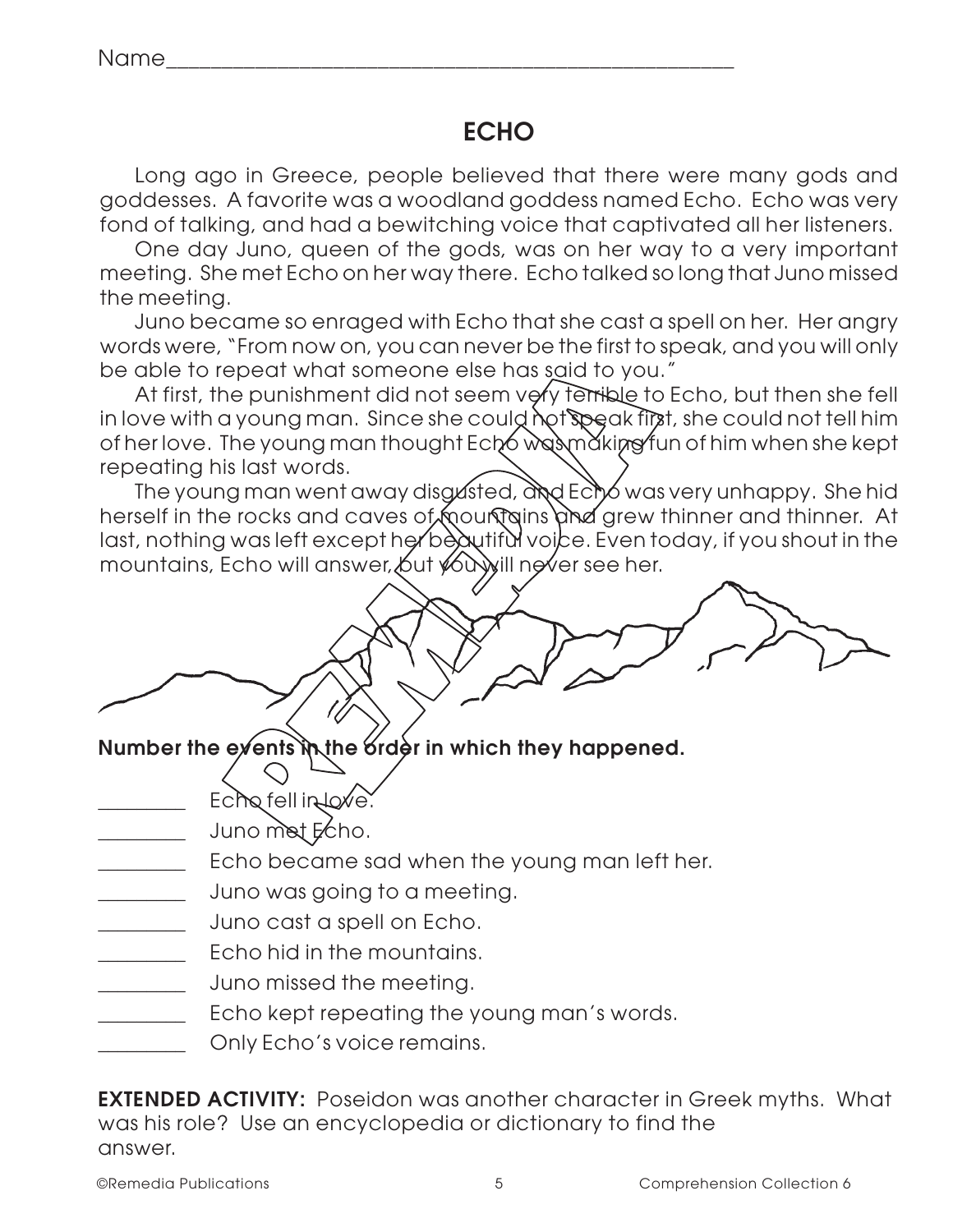Name_______________________________________________

# ECHO

Long ago in Greece, people believed that there were many gods and goddesses. A favorite was a woodland goddess named Echo. Echo was very fond of talking, and had a bewitching voice that captivated all her listeners.

One day Juno, queen of the gods, was on her way to a very important meeting. She met Echo on her way there. Echo talked so long that Juno missed the meeting.

Juno became so enraged with Echo that she cast a spell on her. Her angry words were, "From now on, you can never be the first to speak, and you will only be able to repeat what someone else has said to you."

At first, the punishment did not seem very terrible to Echo, but then she fell in love with a young man. Since she could not speak first, she could not tell him of her love. The young man thought Echo was making fun of him when she kept repeating his last words.

The young man went away disgusted, and Echo was very unhappy. She hid herself in the rocks and caves of mountains and grew thinner and thinner. At last, nothing was left except her beautiful voice. Even today, if you shout in the mountains, Echo will answer, but you will never see her.

**Number the events in the order in which they happened.**

_______ Echo fell in love.
_______ Juno met Echo.
_______ Echo became sad when the young man left her.
_______ Juno was going to a meeting.
_______ Juno cast a spell on Echo.
_______ Echo hid in the mountains.
_______ Juno missed the meeting.
_______ Echo kept repeating the young man's words.
_______ Only Echo's voice remains.

**EXTENDED ACTIVITY:** Poseidon was another character in Greek myths. What was his role? Use an encyclopedia or dictionary to find the answer.